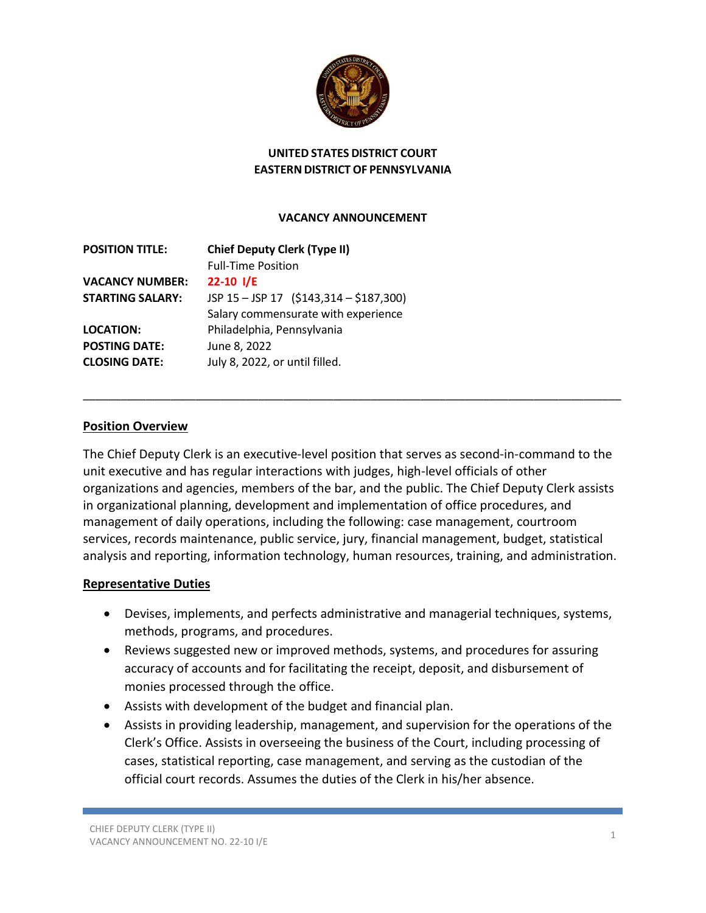**UNITED STATES DISTRICT COURT**
**EASTERN DISTRICT OF PENNSYLVANIA**

**VACANCY ANNOUNCEMENT**

| | |
|---|---|
| **POSITION TITLE:** | **Chief Deputy Clerk (Type II)** Full-Time Position |
| **VACANCY NUMBER:** | **22-10 I/E** |
| **STARTING SALARY:** | JSP 15 – JSP 17 ($143,314 – $187,300) Salary commensurate with experience |
| **LOCATION:** | Philadelphia, Pennsylvania |
| **POSTING DATE:** | June 8, 2022 |
| **CLOSING DATE:** | July 8, 2022, or until filled. |

---

## Position Overview

The Chief Deputy Clerk is an executive-level position that serves as second-in-command to the unit executive and has regular interactions with judges, high-level officials of other organizations and agencies, members of the bar, and the public. The Chief Deputy Clerk assists in organizational planning, development and implementation of office procedures, and management of daily operations, including the following: case management, courtroom services, records maintenance, public service, jury, financial management, budget, statistical analysis and reporting, information technology, human resources, training, and administration.

## Representative Duties

- Devises, implements, and perfects administrative and managerial techniques, systems, methods, programs, and procedures.
- Reviews suggested new or improved methods, systems, and procedures for assuring accuracy of accounts and for facilitating the receipt, deposit, and disbursement of monies processed through the office.
- Assists with development of the budget and financial plan.
- Assists in providing leadership, management, and supervision for the operations of the Clerk's Office. Assists in overseeing the business of the Court, including processing of cases, statistical reporting, case management, and serving as the custodian of the official court records. Assumes the duties of the Clerk in his/her absence.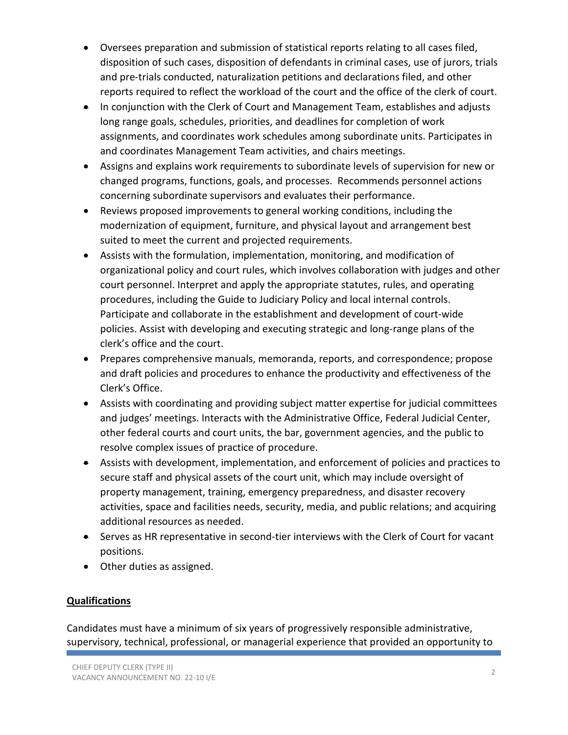- Oversees preparation and submission of statistical reports relating to all cases filed, disposition of such cases, disposition of defendants in criminal cases, use of jurors, trials and pre-trials conducted, naturalization petitions and declarations filed, and other reports required to reflect the workload of the court and the office of the clerk of court.
- In conjunction with the Clerk of Court and Management Team, establishes and adjusts long range goals, schedules, priorities, and deadlines for completion of work assignments, and coordinates work schedules among subordinate units. Participates in and coordinates Management Team activities, and chairs meetings.
- Assigns and explains work requirements to subordinate levels of supervision for new or changed programs, functions, goals, and processes. Recommends personnel actions concerning subordinate supervisors and evaluates their performance.
- Reviews proposed improvements to general working conditions, including the modernization of equipment, furniture, and physical layout and arrangement best suited to meet the current and projected requirements.
- Assists with the formulation, implementation, monitoring, and modification of organizational policy and court rules, which involves collaboration with judges and other court personnel. Interpret and apply the appropriate statutes, rules, and operating procedures, including the Guide to Judiciary Policy and local internal controls. Participate and collaborate in the establishment and development of court-wide policies. Assist with developing and executing strategic and long-range plans of the clerk's office and the court.
- Prepares comprehensive manuals, memoranda, reports, and correspondence; propose and draft policies and procedures to enhance the productivity and effectiveness of the Clerk's Office.
- Assists with coordinating and providing subject matter expertise for judicial committees and judges' meetings. Interacts with the Administrative Office, Federal Judicial Center, other federal courts and court units, the bar, government agencies, and the public to resolve complex issues of practice of procedure.
- Assists with development, implementation, and enforcement of policies and practices to secure staff and physical assets of the court unit, which may include oversight of property management, training, emergency preparedness, and disaster recovery activities, space and facilities needs, security, media, and public relations; and acquiring additional resources as needed.
- Serves as HR representative in second-tier interviews with the Clerk of Court for vacant positions.
- Other duties as assigned.

## Qualifications

Candidates must have a minimum of six years of progressively responsible administrative, supervisory, technical, professional, or managerial experience that provided an opportunity to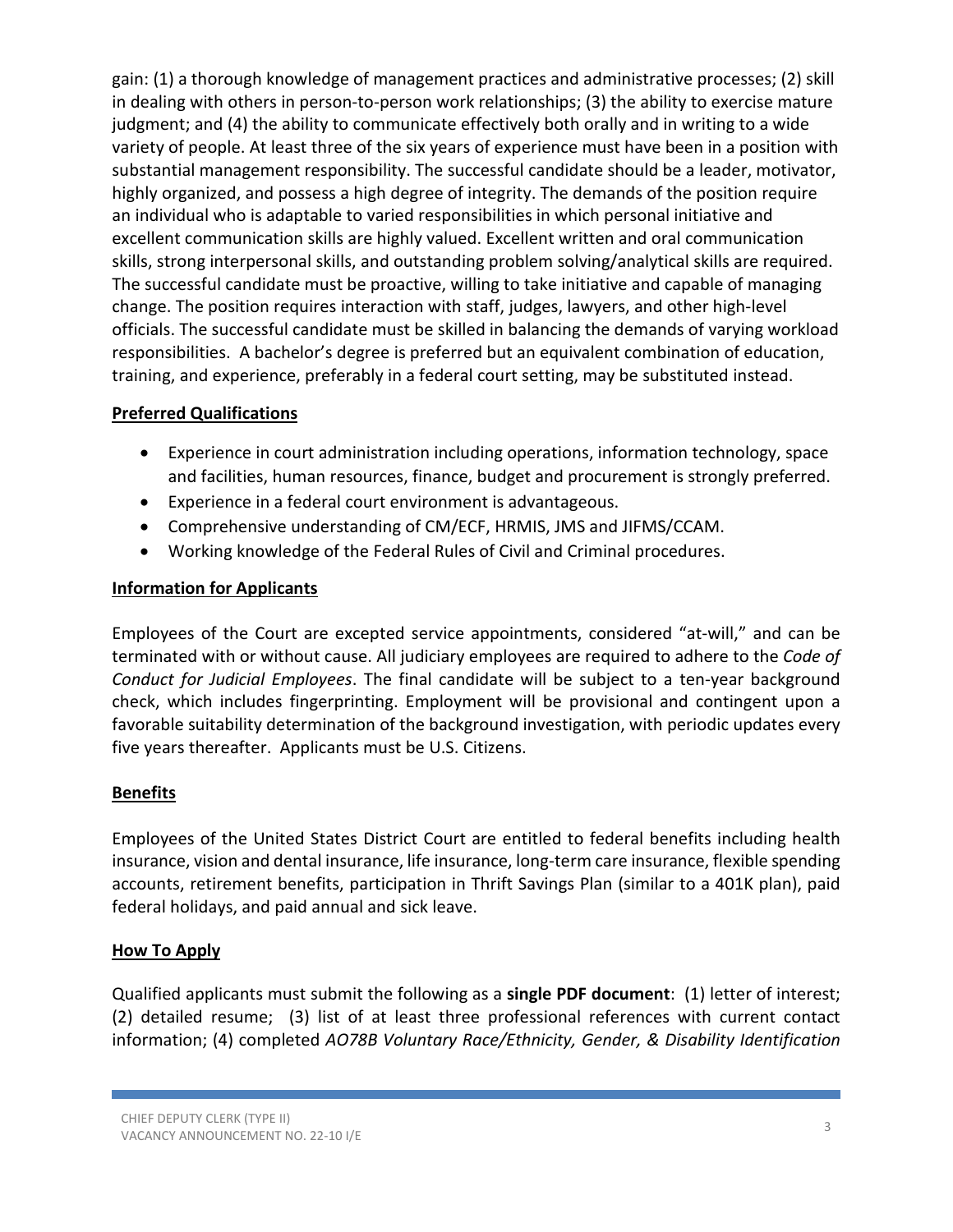gain: (1) a thorough knowledge of management practices and administrative processes; (2) skill in dealing with others in person-to-person work relationships; (3) the ability to exercise mature judgment; and (4) the ability to communicate effectively both orally and in writing to a wide variety of people. At least three of the six years of experience must have been in a position with substantial management responsibility. The successful candidate should be a leader, motivator, highly organized, and possess a high degree of integrity. The demands of the position require an individual who is adaptable to varied responsibilities in which personal initiative and excellent communication skills are highly valued. Excellent written and oral communication skills, strong interpersonal skills, and outstanding problem solving/analytical skills are required. The successful candidate must be proactive, willing to take initiative and capable of managing change. The position requires interaction with staff, judges, lawyers, and other high-level officials. The successful candidate must be skilled in balancing the demands of varying workload responsibilities. A bachelor's degree is preferred but an equivalent combination of education, training, and experience, preferably in a federal court setting, may be substituted instead.

## Preferred Qualifications

- Experience in court administration including operations, information technology, space and facilities, human resources, finance, budget and procurement is strongly preferred.
- Experience in a federal court environment is advantageous.
- Comprehensive understanding of CM/ECF, HRMIS, JMS and JIFMS/CCAM.
- Working knowledge of the Federal Rules of Civil and Criminal procedures.

## Information for Applicants

Employees of the Court are excepted service appointments, considered "at-will," and can be terminated with or without cause. All judiciary employees are required to adhere to the *Code of Conduct for Judicial Employees*. The final candidate will be subject to a ten-year background check, which includes fingerprinting. Employment will be provisional and contingent upon a favorable suitability determination of the background investigation, with periodic updates every five years thereafter. Applicants must be U.S. Citizens.

## Benefits

Employees of the United States District Court are entitled to federal benefits including health insurance, vision and dental insurance, life insurance, long-term care insurance, flexible spending accounts, retirement benefits, participation in Thrift Savings Plan (similar to a 401K plan), paid federal holidays, and paid annual and sick leave.

## How To Apply

Qualified applicants must submit the following as a **single PDF document**: (1) letter of interest; (2) detailed resume; (3) list of at least three professional references with current contact information; (4) completed *AO78B Voluntary Race/Ethnicity, Gender, & Disability Identification*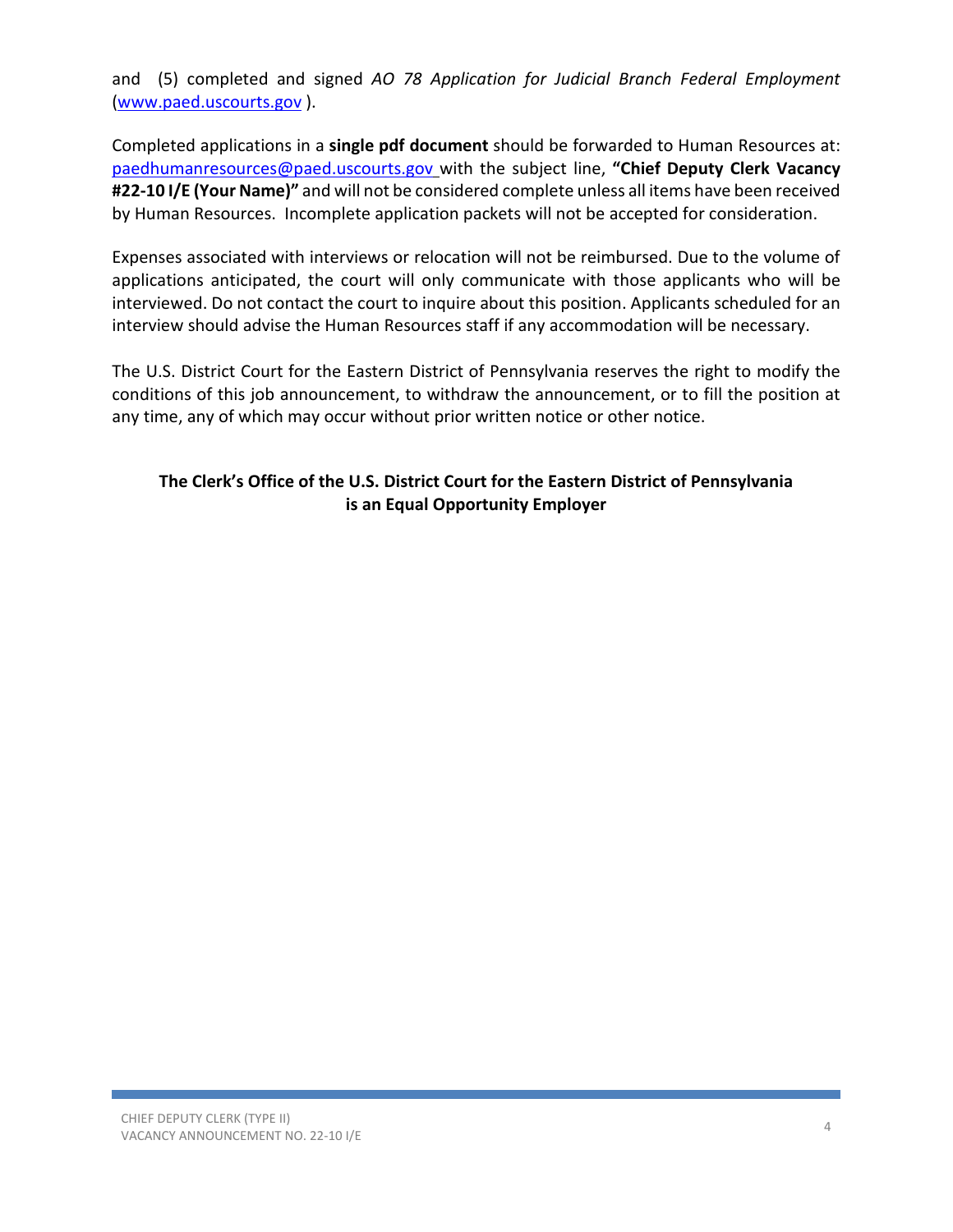and (5) completed and signed *AO 78 Application for Judicial Branch Federal Employment* (www.paed.uscourts.gov).

Completed applications in a **single pdf document** should be forwarded to Human Resources at: paedhumanresources@paed.uscourts.gov with the subject line, **"Chief Deputy Clerk Vacancy #22-10 I/E (Your Name)"** and will not be considered complete unless all items have been received by Human Resources. Incomplete application packets will not be accepted for consideration.

Expenses associated with interviews or relocation will not be reimbursed. Due to the volume of applications anticipated, the court will only communicate with those applicants who will be interviewed. Do not contact the court to inquire about this position. Applicants scheduled for an interview should advise the Human Resources staff if any accommodation will be necessary.

The U.S. District Court for the Eastern District of Pennsylvania reserves the right to modify the conditions of this job announcement, to withdraw the announcement, or to fill the position at any time, any of which may occur without prior written notice or other notice.

**The Clerk's Office of the U.S. District Court for the Eastern District of Pennsylvania is an Equal Opportunity Employer**